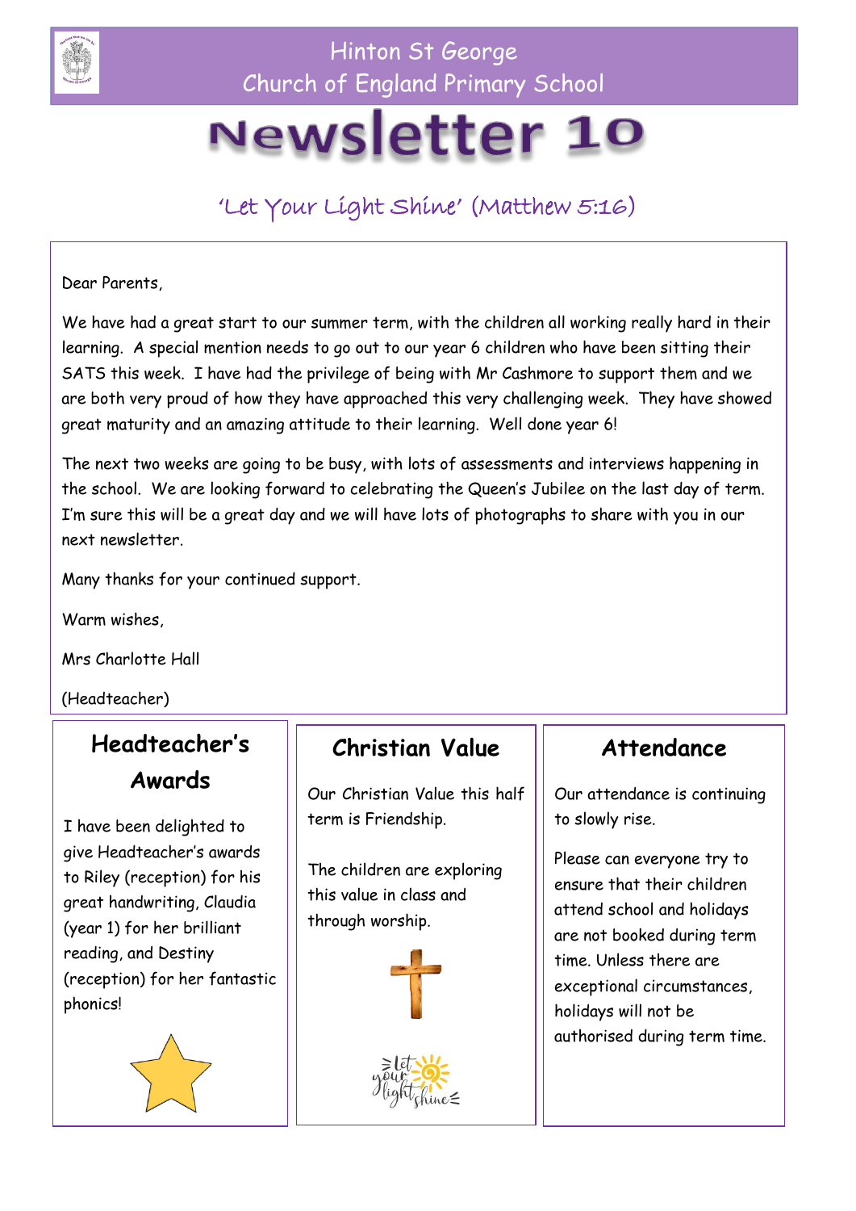# Hinton St George Church of England Primary School

# Newsletter 10

'Let Your Light Shine' (Matthew 5:16)

Dear Parents,

We have had a great start to our summer term, with the children all working really hard in their learning. A special mention needs to go out to our year 6 children who have been sitting their SATS this week. I have had the privilege of being with Mr Cashmore to support them and we are both very proud of how they have approached this very challenging week. They have showed great maturity and an amazing attitude to their learning. Well done year 6!

The next two weeks are going to be busy, with lots of assessments and interviews happening in the school. We are looking forward to celebrating the Queen's Jubilee on the last day of term. I'm sure this will be a great day and we will have lots of photographs to share with you in our next newsletter.

Many thanks for your continued support.

Warm wishes,

Mrs Charlotte Hall

(Headteacher)

## Headteacher's Awards

I have been delighted to give Headteacher's awards to Riley (reception) for his great handwriting, Claudia (year 1) for her brilliant reading, and Destiny (reception) for her fantastic phonics!

## Christian Value

Our Christian Value this half term is Friendship.

The children are exploring this value in class and through worship.

## Attendance

Our attendance is continuing to slowly rise.

Please can everyone try to ensure that their children attend school and holidays are not booked during term time. Unless there are exceptional circumstances, holidays will not be authorised during term time.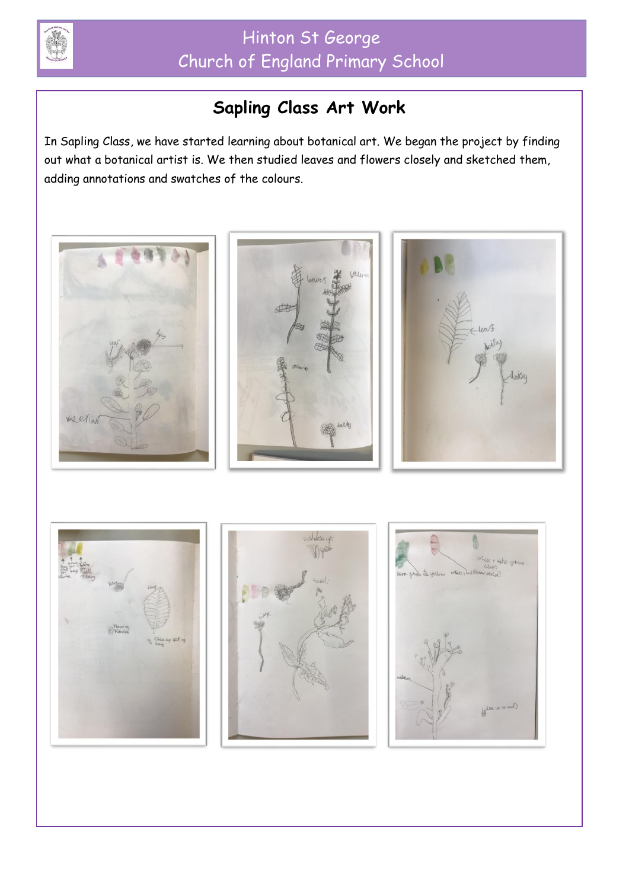# Hinton St George Church of England Primary School

## Sapling Class Art Work

In Sapling Class, we have started learning about botanical art. We began the project by finding out what a botanical artist is. We then studied leaves and flowers closely and sketched them, adding annotations and swatches of the colours.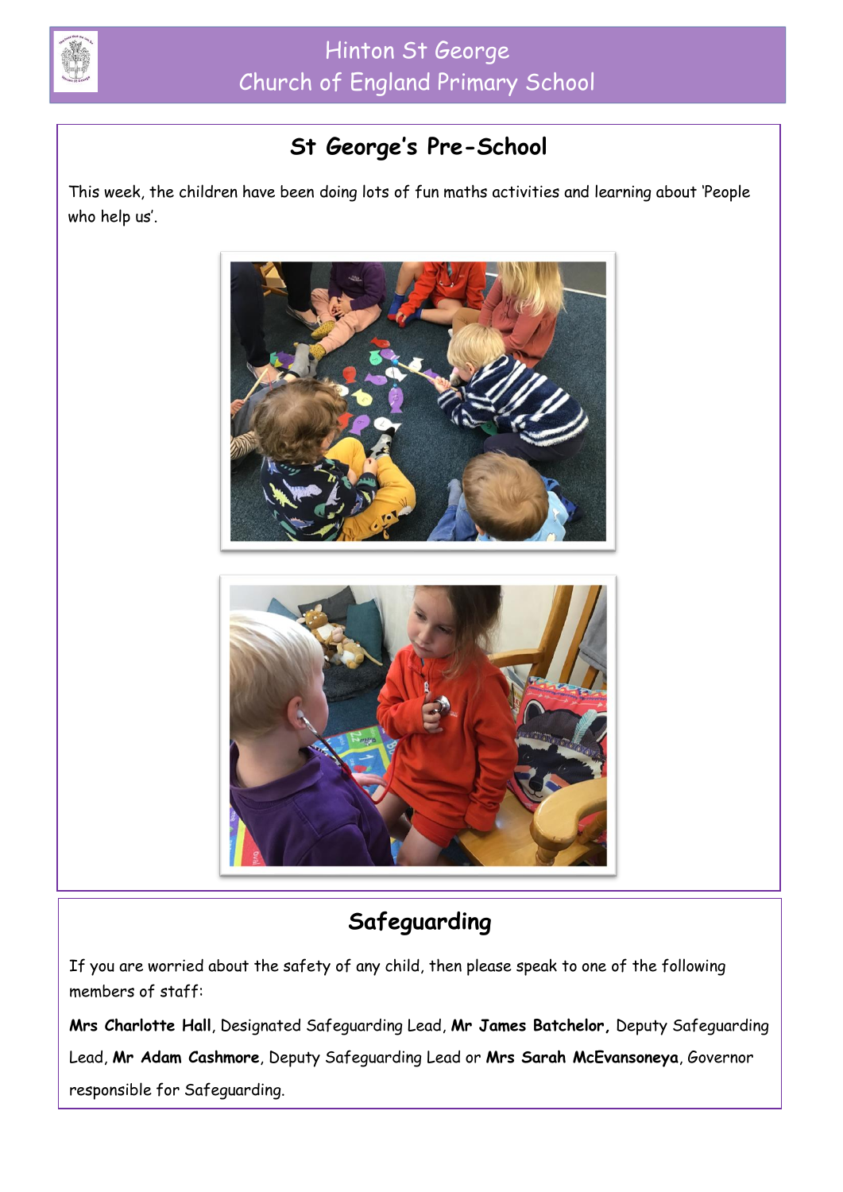## St George's Pre-School

This week, the children have been doing lots of fun maths activities and learning about 'People who help us'.

## Safeguarding

If you are worried about the safety of any child, then please speak to one of the following members of staff:

**Mrs Charlotte Hall**, Designated Safeguarding Lead, **Mr James Batchelor,** Deputy Safeguarding Lead, **Mr Adam Cashmore**, Deputy Safeguarding Lead or **Mrs Sarah McEvansoneya**, Governor responsible for Safeguarding.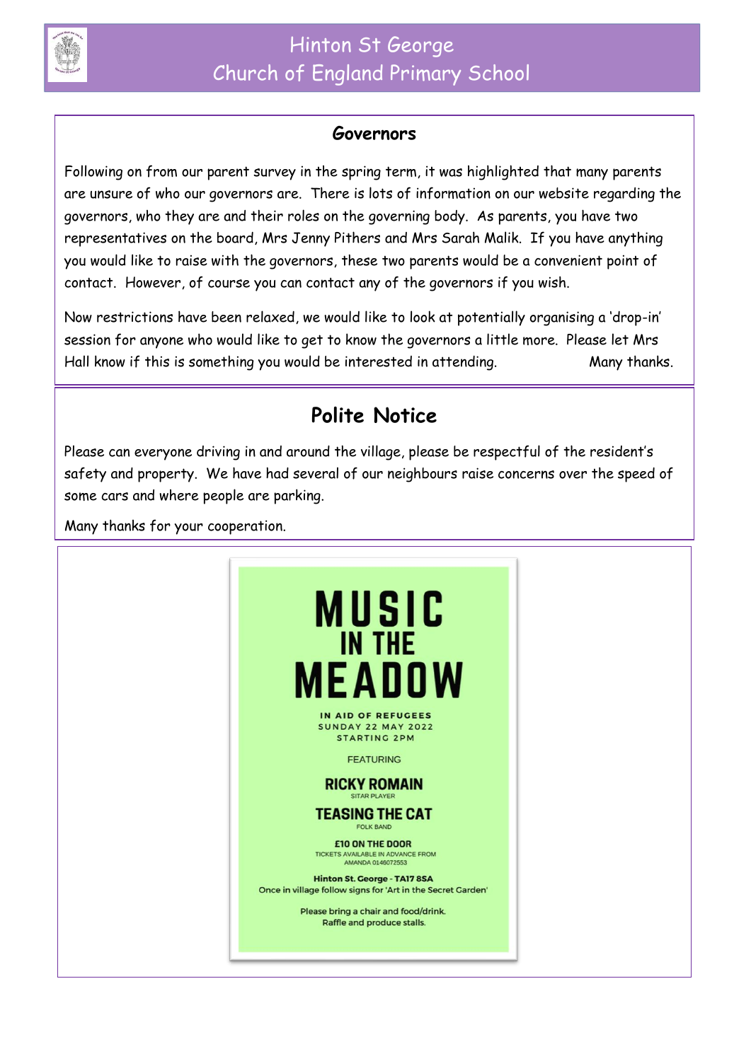## Governors

Following on from our parent survey in the spring term, it was highlighted that many parents are unsure of who our governors are. There is lots of information on our website regarding the governors, who they are and their roles on the governing body. As parents, you have two representatives on the board, Mrs Jenny Pithers and Mrs Sarah Malik. If you have anything you would like to raise with the governors, these two parents would be a convenient point of contact. However, of course you can contact any of the governors if you wish.

Now restrictions have been relaxed, we would like to look at potentially organising a 'drop-in' session for anyone who would like to get to know the governors a little more. Please let Mrs Hall know if this is something you would be interested in attending. Many thanks.

## Polite Notice

Please can everyone driving in and around the village, please be respectful of the resident's safety and property. We have had several of our neighbours raise concerns over the speed of some cars and where people are parking.

Many thanks for your cooperation.

# MUSIC IN THE MEADOW

IN AID OF REFUGEES
SUNDAY 22 MAY 2022
STARTING 2PM

FEATURING

**RICKY ROMAIN**
SITAR PLAYER

**TEASING THE CAT**
FOLK BAND

**£10 ON THE DOOR**
TICKETS AVAILABLE IN ADVANCE FROM AMANDA 0146072553

**Hinton St. George - TA17 8SA**
Once in village follow signs for 'Art in the Secret Garden'

Please bring a chair and food/drink.
Raffle and produce stalls.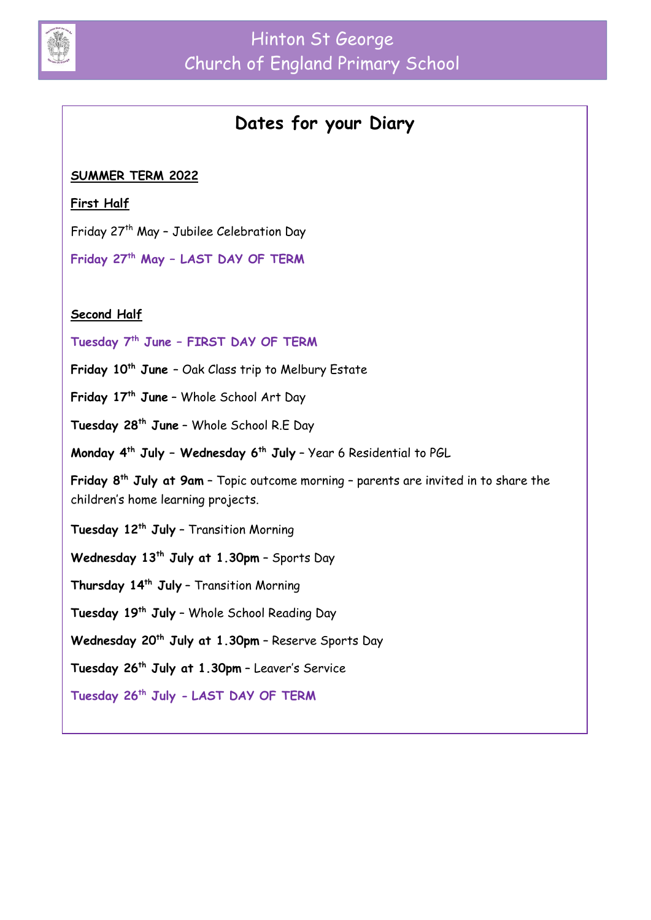# Hinton St George Church of England Primary School

## Dates for your Diary

**SUMMER TERM 2022**

**First Half**

Friday 27th May – Jubilee Celebration Day

**Friday 27th May – LAST DAY OF TERM**

**Second Half**

**Tuesday 7th June – FIRST DAY OF TERM**

**Friday 10th June** – Oak Class trip to Melbury Estate

**Friday 17th June** – Whole School Art Day

**Tuesday 28th June** – Whole School R.E Day

**Monday 4th July – Wednesday 6th July** – Year 6 Residential to PGL

**Friday 8th July at 9am** – Topic outcome morning – parents are invited in to share the children's home learning projects.

**Tuesday 12th July** – Transition Morning

**Wednesday 13th July at 1.30pm** – Sports Day

**Thursday 14th July** – Transition Morning

**Tuesday 19th July** – Whole School Reading Day

**Wednesday 20th July at 1.30pm** – Reserve Sports Day

**Tuesday 26th July at 1.30pm** – Leaver's Service

**Tuesday 26th July - LAST DAY OF TERM**